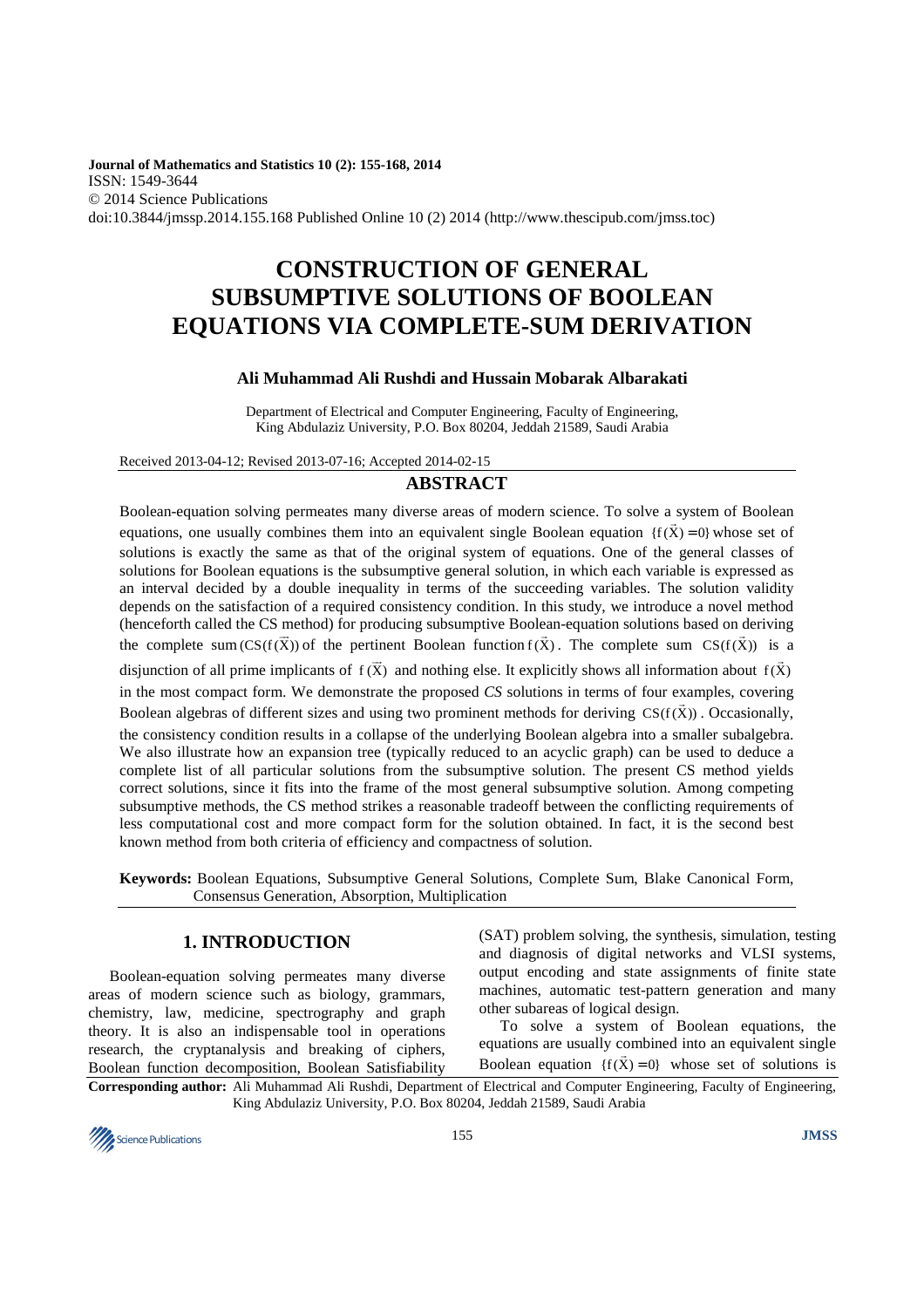**Journal of Mathematics and Statistics 10 (2): 155-168, 2014**
ISSN: 1549-3644
© 2014 Science Publications
doi:10.3844/jmssp.2014.155.168 Published Online 10 (2) 2014 (http://www.thescipub.com/jmss.toc)

# CONSTRUCTION OF GENERAL SUBSUMPTIVE SOLUTIONS OF BOOLEAN EQUATIONS VIA COMPLETE-SUM DERIVATION

**Ali Muhammad Ali Rushdi and Hussain Mobarak Albarakati**

Department of Electrical and Computer Engineering, Faculty of Engineering, King Abdulaziz University, P.O. Box 80204, Jeddah 21589, Saudi Arabia

Received 2013-04-12; Revised 2013-07-16; Accepted 2014-02-15

## ABSTRACT

Boolean-equation solving permeates many diverse areas of modern science. To solve a system of Boolean equations, one usually combines them into an equivalent single Boolean equation $\{f(\vec{X}) = 0\}$ whose set of solutions is exactly the same as that of the original system of equations. One of the general classes of solutions for Boolean equations is the subsumptive general solution, in which each variable is expressed as an interval decided by a double inequality in terms of the succeeding variables. The solution validity depends on the satisfaction of a required consistency condition. In this study, we introduce a novel method (henceforth called the CS method) for producing subsumptive Boolean-equation solutions based on deriving the complete sum $(CS(f(\vec{X}))$ of the pertinent Boolean function $f(\vec{X})$. The complete sum $CS(f(\vec{X}))$ is a disjunction of all prime implicants of $f(\vec{X})$ and nothing else. It explicitly shows all information about $f(\vec{X})$ in the most compact form. We demonstrate the proposed *CS* solutions in terms of four examples, covering Boolean algebras of different sizes and using two prominent methods for deriving $CS(f(\vec{X}))$. Occasionally, the consistency condition results in a collapse of the underlying Boolean algebra into a smaller subalgebra. We also illustrate how an expansion tree (typically reduced to an acyclic graph) can be used to deduce a complete list of all particular solutions from the subsumptive solution. The present CS method yields correct solutions, since it fits into the frame of the most general subsumptive solution. Among competing subsumptive methods, the CS method strikes a reasonable tradeoff between the conflicting requirements of less computational cost and more compact form for the solution obtained. In fact, it is the second best known method from both criteria of efficiency and compactness of solution.

**Keywords:** Boolean Equations, Subsumptive General Solutions, Complete Sum, Blake Canonical Form, Consensus Generation, Absorption, Multiplication

## 1. INTRODUCTION

Boolean-equation solving permeates many diverse areas of modern science such as biology, grammars, chemistry, law, medicine, spectrography and graph theory. It is also an indispensable tool in operations research, the cryptanalysis and breaking of ciphers, Boolean function decomposition, Boolean Satisfiability (SAT) problem solving, the synthesis, simulation, testing and diagnosis of digital networks and VLSI systems, output encoding and state assignments of finite state machines, automatic test-pattern generation and many other subareas of logical design.

To solve a system of Boolean equations, the equations are usually combined into an equivalent single Boolean equation $\{f(\vec{X}) = 0\}$ whose set of solutions is

**Corresponding author:** Ali Muhammad Ali Rushdi, Department of Electrical and Computer Engineering, Faculty of Engineering, King Abdulaziz University, P.O. Box 80204, Jeddah 21589, Saudi Arabia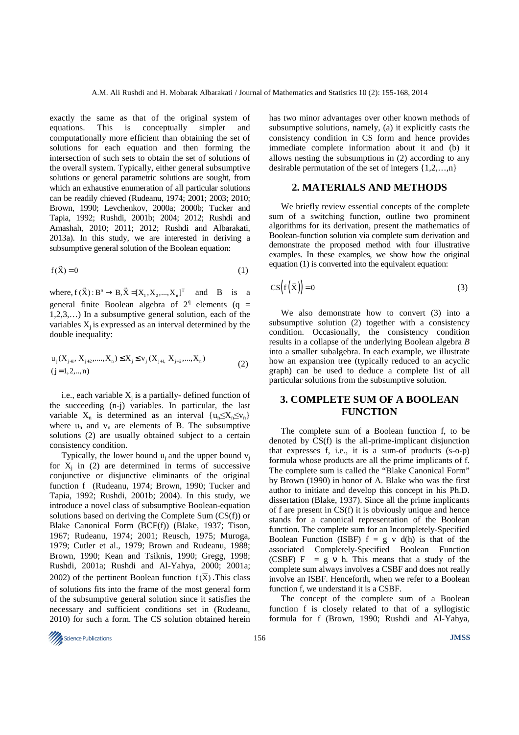exactly the same as that of the original system of equations. This is conceptually simpler and computationally more efficient than obtaining the set of solutions for each equation and then forming the intersection of such sets to obtain the set of solutions of the overall system. Typically, either general subsumptive solutions or general parametric solutions are sought, from which an exhaustive enumeration of all particular solutions can be readily chieved (Rudeanu, 1974; 2001; 2003; 2010; Brown, 1990; Levchenkov, 2000a; 2000b; Tucker and Tapia, 1992; Rushdi, 2001b; 2004; 2012; Rushdi and Amashah, 2010; 2011; 2012; Rushdi and Albarakati, 2013a). In this study, we are interested in deriving a subsumptive general solution of the Boolean equation:

$$f(\vec{X}) = 0 \tag{1}$$

where, $f(\vec{X}): B^n \rightarrow B, \vec{X} = [X_1, X_2, ..., X_n]^T$ and B is a general finite Boolean algebra of $2^q$ elements (q = 1,2,3,…) In a subsumptive general solution, each of the variables $X_j$ is expressed as an interval determined by the double inequality:

$$u_j(X_{j+1}, X_{j+2}, ...., X_n) \leq X_j \leq v_j(X_{j+1}, X_{j+2}, ..., X_n) \quad (j = 1, 2, .., n) \tag{2}$$

i.e., each variable $X_j$ is a partially- defined function of the succeeding (n-j) variables. In particular, the last variable $X_n$ is determined as an interval $\{u_n \leq X_n \leq v_n\}$ where $u_n$ and $v_n$ are elements of B. The subsumptive solutions (2) are usually obtained subject to a certain consistency condition.

Typically, the lower bound $u_j$ and the upper bound $v_j$ for $X_j$ in (2) are determined in terms of successive conjunctive or disjunctive eliminants of the original function f (Rudeanu, 1974; Brown, 1990; Tucker and Tapia, 1992; Rushdi, 2001b; 2004). In this study, we introduce a novel class of subsumptive Boolean-equation solutions based on deriving the Complete Sum (CS(f)) or Blake Canonical Form (BCF(f)) (Blake, 1937; Tison, 1967; Rudeanu, 1974; 2001; Reusch, 1975; Muroga, 1979; Cutler et al., 1979; Brown and Rudeanu, 1988; Brown, 1990; Kean and Tsiknis, 1990; Gregg, 1998; Rushdi, 2001a; Rushdi and Al-Yahya, 2000; 2001a; 2002) of the pertinent Boolean function $f(\vec{X})$. This class of solutions fits into the frame of the most general form of the subsumptive general solution since it satisfies the necessary and sufficient conditions set in (Rudeanu, 2010) for such a form. The CS solution obtained herein has two minor advantages over other known methods of subsumptive solutions, namely, (a) it explicitly casts the consistency condition in CS form and hence provides immediate complete information about it and (b) it allows nesting the subsumptions in (2) according to any desirable permutation of the set of integers {1,2,…,n}

## 2. MATERIALS AND METHODS

We briefly review essential concepts of the complete sum of a switching function, outline two prominent algorithms for its derivation, present the mathematics of Boolean-function solution via complete sum derivation and demonstrate the proposed method with four illustrative examples. In these examples, we show how the original equation (1) is converted into the equivalent equation:

$$CS\left(f\left(\vec{X}\right)\right) = 0 \tag{3}$$

We also demonstrate how to convert (3) into a subsumptive solution (2) together with a consistency condition. Occasionally, the consistency condition results in a collapse of the underlying Boolean algebra *B* into a smaller subalgebra. In each example, we illustrate how an expansion tree (typically reduced to an acyclic graph) can be used to deduce a complete list of all particular solutions from the subsumptive solution.

## 3. COMPLETE SUM OF A BOOLEAN FUNCTION

The complete sum of a Boolean function f, to be denoted by CS(f) is the all-prime-implicant disjunction that expresses f, i.e., it is a sum-of products (s-o-p) formula whose products are all the prime implicants of f. The complete sum is called the "Blake Canonical Form" by Brown (1990) in honor of A. Blake who was the first author to initiate and develop this concept in his Ph.D. dissertation (Blake, 1937). Since all the prime implicants of f are present in CS(f) it is obviously unique and hence stands for a canonical representation of the Boolean function. The complete sum for an Incompletely-Specified Boolean Function (ISBF) f = g v d(h) is that of the associated Completely-Specified Boolean Function (CSBF) F = g ∨ h. This means that a study of the complete sum always involves a CSBF and does not really involve an ISBF. Henceforth, when we refer to a Boolean function f, we understand it is a CSBF.

The concept of the complete sum of a Boolean function f is closely related to that of a syllogistic formula for f (Brown, 1990; Rushdi and Al-Yahya,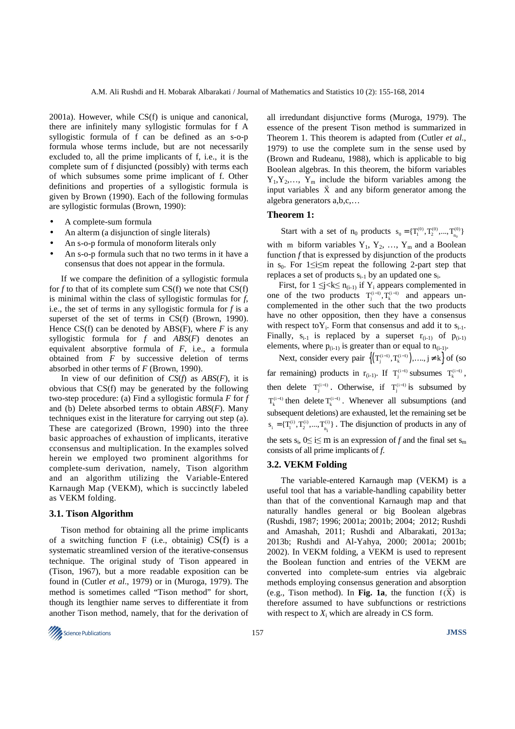2001a). However, while CS(f) is unique and canonical, there are infinitely many syllogistic formulas for f A syllogistic formula of f can be defined as an s-o-p formula whose terms include, but are not necessarily excluded to, all the prime implicants of f, i.e., it is the complete sum of f disjuncted (possibly) with terms each of which subsumes some prime implicant of f. Other definitions and properties of a syllogistic formula is given by Brown (1990). Each of the following formulas are syllogistic formulas (Brown, 1990):

- A complete-sum formula
- An alterm (a disjunction of single literals)
- An s-o-p formula of monoform literals only
- An s-o-p formula such that no two terms in it have a consensus that does not appear in the formula.

If we compare the definition of a syllogistic formula for *f* to that of its complete sum CS(f) we note that CS(f) is minimal within the class of syllogistic formulas for *f*, i.e., the set of terms in any syllogistic formula for *f* is a superset of the set of terms in CS(f) (Brown, 1990). Hence CS(f) can be denoted by ABS(F), where *F* is any syllogistic formula for *f* and *ABS*(*F*) denotes an equivalent absorptive formula of *F*, i.e., a formula obtained from *F* by successive deletion of terms absorbed in other terms of *F* (Brown, 1990).

In view of our definition of *CS*(*f*) as *ABS*(*F*), it is obvious that CS(f) may be generated by the following two-step procedure: (a) Find a syllogistic formula *F* for *f* and (b) Delete absorbed terms to obtain *ABS*(*F*). Many techniques exist in the literature for carrying out step (a). These are categorized (Brown, 1990) into the three basic approaches of exhaustion of implicants, iterative cconsensus and multiplication. In the examples solved herein we employed two prominent algorithms for complete-sum derivation, namely, Tison algorithm and an algorithm utilizing the Variable-Entered Karnaugh Map (VEKM), which is succinctly labeled as VEKM folding.

### 3.1. Tison Algorithm

Tison method for obtaining all the prime implicants of a switching function F (i.e., obtainig) CS(f) is a systematic streamlined version of the iterative-consensus technique. The original study of Tison appeared in (Tison, 1967), but a more readable exposition can be found in (Cutler *et al*., 1979) or in (Muroga, 1979). The method is sometimes called "Tison method" for short, though its lengthier name serves to differentiate it from another Tison method, namely, that for the derivation of all irredundant disjunctive forms (Muroga, 1979). The essence of the present Tison method is summarized in Theorem 1. This theorem is adapted from (Cutler *et al*., 1979) to use the complete sum in the sense used by (Brown and Rudeanu, 1988), which is applicable to big Boolean algebras. In this theorem, the biform variables $Y_1, Y_2, \ldots, Y_m$ include the biform variables among the input variables $\bar{X}$ and any biform generator among the algebra generators a,b,c,…

**Theorem 1:**

Start with a set of $n_0$ products $s_0 = \{T_1^{(0)}, T_2^{(0)}, \ldots, T_{n_0}^{(0)}\}$ with m biform variables $Y_1, Y_2, \ldots, Y_m$ and a Boolean function *f* that is expressed by disjunction of the products in $s_0$. For $1 \le i \le m$ repeat the following 2-part step that replaces a set of products $s_{i-1}$ by an updated one $s_i$.

First, for $1 \le j < k \le n_{(i-1)}$ if $Y_i$ appears complemented in one of the two products $T_j^{(i-1)}, T_k^{(i-1)}$ and appears uncomplemented in the other such that the two products have no other opposition, then they have a consensus with respect to$Y_i$. Form that consensus and add it to $s_{i-1}$. Finally, $s_{i-1}$ is replaced by a superset $r_{(i-1)}$ of $p_{(i-1)}$ elements, where $p_{(i-1)}$ is greater than or equal to $n_{(i-1)}$.

Next, consider every pair $\{(T_j^{(i-1)}, T_k^{(i-1)}), \ldots, j \neq k\}$ of (so far remaining) products in $r_{(i-1)}$. If $T_j^{(i-1)}$ subsumes $T_k^{(i-1)}$, then delete $T_j^{(i-1)}$. Otherwise, if $T_j^{(i-1)}$ is subsumed by $T_k^{(i-1)}$ then delete $T_k^{(i-1)}$. Whenever all subsumptions (and subsequent deletions) are exhausted, let the remaining set be $s_i = \{T_1^{(i)}, T_2^{(i)}, \ldots, T_{n_i}^{(i)}\}$. The disjunction of products in any of the sets $s_i$, $0 \le i \le m$ is an expression of *f* and the final set $s_m$ consists of all prime implicants of *f*.

### 3.2. VEKM Folding

The variable-entered Karnaugh map (VEKM) is a useful tool that has a variable-handling capability better than that of the conventional Karnaugh map and that naturally handles general or big Boolean algebras (Rushdi, 1987; 1996; 2001a; 2001b; 2004; 2012; Rushdi and Amashah, 2011; Rushdi and Albarakati, 2013a; 2013b; Rushdi and Al-Yahya, 2000; 2001a; 2001b; 2002). In VEKM folding, a VEKM is used to represent the Boolean function and entries of the VEKM are converted into complete-sum entries via algebraic methods employing consensus generation and absorption (e.g., Tison method). In **Fig. 1a**, the function $f(\bar{X})$ is therefore assumed to have subfunctions or restrictions with respect to $X_i$ which are already in CS form.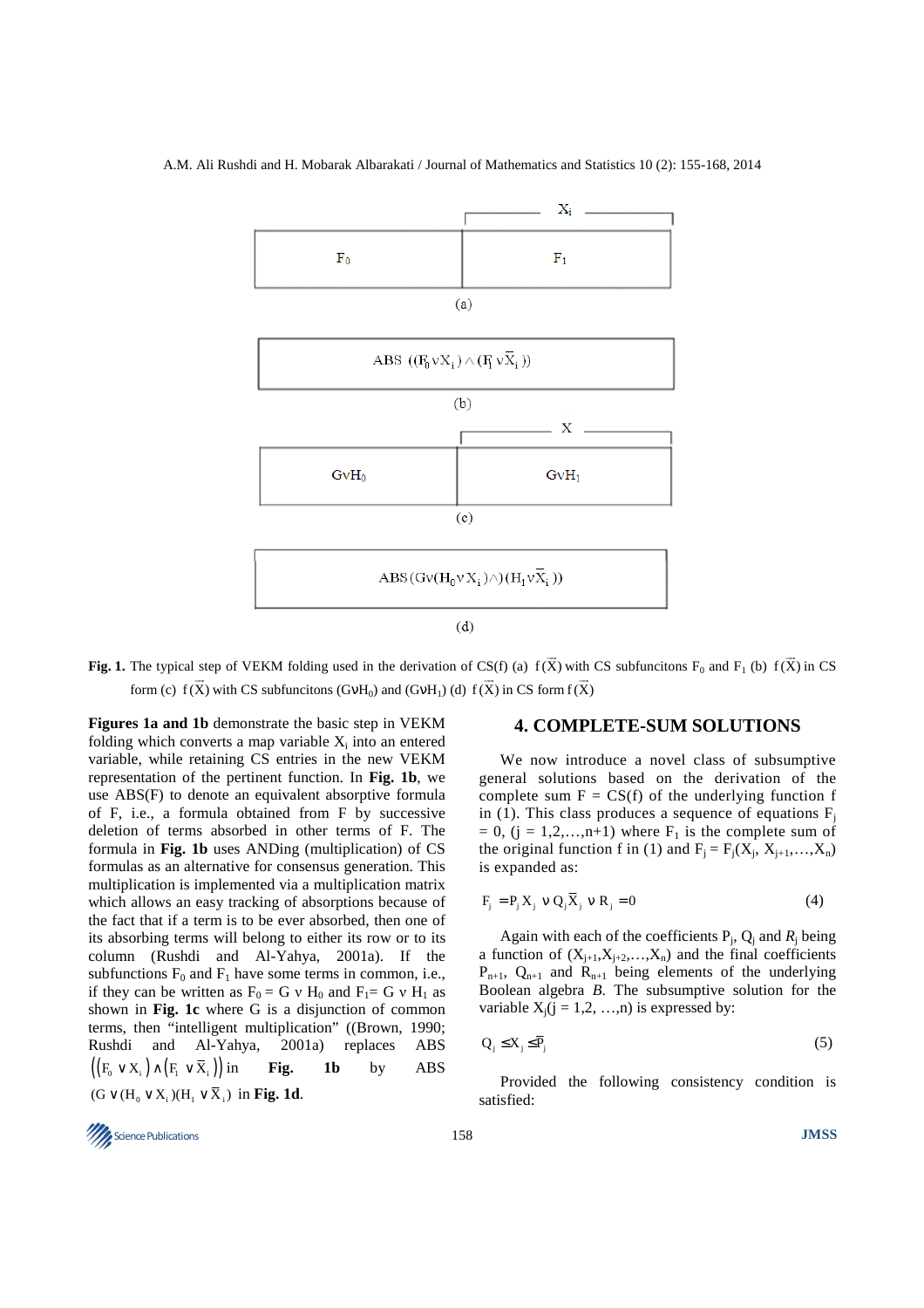Fig. 1. The typical step of VEKM folding used in the derivation of CS(f) (a) $f(\vec{X})$ with CS subfuncitons $F_0$ and $F_1$ (b) $f(\vec{X})$ in CS form (c) $f(\vec{X})$ with CS subfuncitons $(G \vee H_0)$ and $(G \vee H_1)$ (d) $f(\vec{X})$ in CS form $f(\vec{X})$

**Figures 1a and 1b** demonstrate the basic step in VEKM folding which converts a map variable $X_i$ into an entered variable, while retaining CS entries in the new VEKM representation of the pertinent function. In **Fig. 1b**, we use ABS(F) to denote an equivalent absorptive formula of F, i.e., a formula obtained from F by successive deletion of terms absorbed in other terms of F. The formula in **Fig. 1b** uses ANDing (multiplication) of CS formulas as an alternative for consensus generation. This multiplication is implemented via a multiplication matrix which allows an easy tracking of absorptions because of the fact that if a term is to be ever absorbed, then one of its absorbing terms will belong to either its row or to its column (Rushdi and Al-Yahya, 2001a). If the subfunctions $F_0$ and $F_1$ have some terms in common, i.e., if they can be written as $F_0 = G \vee H_0$ and $F_1 = G \vee H_1$ as shown in **Fig. 1c** where G is a disjunction of common terms, then "intelligent multiplication" ((Brown, 1990; Rushdi and Al-Yahya, 2001a) replaces ABS $\left(\left(F_0 \vee X_i\right) \wedge \left(F_1 \vee \bar{X}_i\right)\right)$ in **Fig. 1b** by ABS $(G \vee (H_0 \vee X_i)(H_1 \vee \bar{X}_i))$ in **Fig. 1d**.

## 4. COMPLETE-SUM SOLUTIONS

We now introduce a novel class of subsumptive general solutions based on the derivation of the complete sum $F = CS(f)$ of the underlying function f in (1). This class produces a sequence of equations $F_j = 0$, $(j = 1,2,\ldots,n+1)$ where $F_1$ is the complete sum of the original function f in (1) and $F_j = F_j(X_j, X_{j+1},\ldots,X_n)$ is expanded as:

$$F_j = P_j X_j \vee Q_j \bar{X}_j \vee R_j = 0 \tag{4}$$

Again with each of the coefficients $P_j$, $Q_j$ and $R_j$ being a function of $(X_{j+1}, X_{j+2},\ldots,X_n)$ and the final coefficients $P_{n+1}$, $Q_{n+1}$ and $R_{n+1}$ being elements of the underlying Boolean algebra *B*. The subsumptive solution for the variable $X_j (j = 1,2, \ldots,n)$ is expressed by:

$$Q_j \leq X_j \leq \bar{P}_j \tag{5}$$

Provided the following consistency condition is satisfied: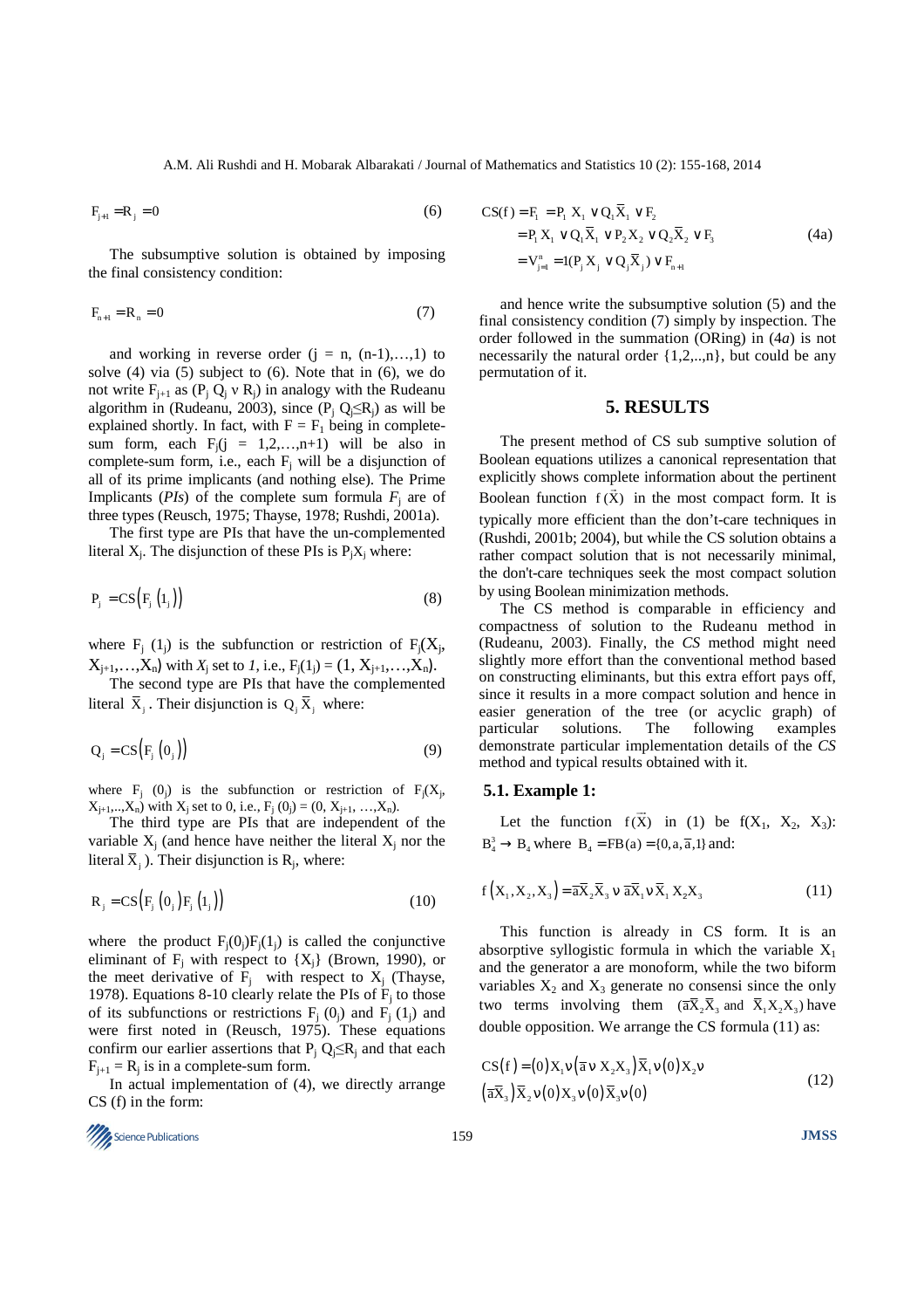$$F_{j+1} = R_j = 0 \tag{6}$$

The subsumptive solution is obtained by imposing the final consistency condition:

$$F_{n+1} = R_n = 0 \tag{7}$$

and working in reverse order (j = n, (n-1),…,1) to solve (4) via (5) subject to (6). Note that in (6), we do not write $F_{j+1}$ as ($P_j\ Q_j \vee R_j$) in analogy with the Rudeanu algorithm in (Rudeanu, 2003), since ($P_j\ Q_j \leq R_j$) as will be explained shortly. In fact, with $F = F_1$ being in complete-sum form, each $F_j$(j = 1,2,…,n+1) will be also in complete-sum form, i.e., each $F_j$ will be a disjunction of all of its prime implicants (and nothing else). The Prime Implicants (*PIs*) of the complete sum formula $F_j$ are of three types (Reusch, 1975; Thayse, 1978; Rushdi, 2001a).

The first type are PIs that have the un-complemented literal $X_j$. The disjunction of these PIs is $P_jX_j$ where:

$$P_j = CS\left(F_j\left(1_j\right)\right) \tag{8}$$

where $F_j\ (1_j)$ is the subfunction or restriction of $F_j(X_j, X_{j+1},\ldots,X_n)$ with $X_j$ set to *1*, i.e., $F_j(1_j) = (1, X_{j+1},\ldots,X_n)$.

The second type are PIs that have the complemented literal $\overline{X}_j$. Their disjunction is $Q_j\,\overline{X}_j$ where:

$$Q_j = CS\left(F_j\left(0_j\right)\right) \tag{9}$$

where $F_j\ (0_j)$ is the subfunction or restriction of $F_j(X_j, X_{j+1},\ldots,X_n)$ with $X_j$ set to 0, i.e., $F_j\ (0_j) = (0, X_{j+1}, \ldots,X_n)$.

The third type are PIs that are independent of the variable $X_j$ (and hence have neither the literal $X_j$ nor the literal $\overline{X}_j$). Their disjunction is $R_j$, where:

$$R_j = CS\left(F_j\left(0_j\right)F_j\left(1_j\right)\right) \tag{10}$$

where the product $F_j(0_j)F_j(1_j)$ is called the conjunctive eliminant of $F_j$ with respect to $\{X_j\}$ (Brown, 1990), or the meet derivative of $F_j$ with respect to $X_j$ (Thayse, 1978). Equations 8-10 clearly relate the PIs of $F_j$ to those of its subfunctions or restrictions $F_j\ (0_j)$ and $F_j\ (1_j)$ and were first noted in (Reusch, 1975). These equations confirm our earlier assertions that $P_j\ Q_j \leq R_j$ and that each $F_{j+1} = R_j$ is in a complete-sum form.

In actual implementation of (4), we directly arrange CS (f) in the form:

$$\begin{aligned} CS(f) &= F_1 = P_1\ X_1 \vee Q_1\overline{X}_1 \vee F_2 \\ &= P_1\ X_1 \vee Q_1\overline{X}_1 \vee P_2\ X_2 \vee Q_2\overline{X}_2 \vee F_3 \\ &= \bigvee_{j=1}^{n}(P_j\ X_j \vee Q_j\overline{X}_j) \vee F_{n+1} \end{aligned} \tag{4a}$$

and hence write the subsumptive solution (5) and the final consistency condition (7) simply by inspection. The order followed in the summation (ORing) in (*4a*) is not necessarily the natural order {1,2,..,n}, but could be any permutation of it.

## 5. RESULTS

The present method of CS sub sumptive solution of Boolean equations utilizes a canonical representation that explicitly shows complete information about the pertinent Boolean function $f(\vec{X})$ in the most compact form. It is typically more efficient than the don't-care techniques in (Rushdi, 2001b; 2004), but while the CS solution obtains a rather compact solution that is not necessarily minimal, the don't-care techniques seek the most compact solution by using Boolean minimization methods.

The CS method is comparable in efficiency and compactness of solution to the Rudeanu method in (Rudeanu, 2003). Finally, the *CS* method might need slightly more effort than the conventional method based on constructing eliminants, but this extra effort pays off, since it results in a more compact solution and hence in easier generation of the tree (or acyclic graph) of particular solutions. The following examples demonstrate particular implementation details of the *CS* method and typical results obtained with it.

### 5.1. Example 1:

Let the function $f(\vec{X})$ in (1) be $f(X_1, X_2, X_3)$: $B_4^3 \to B_4$ where $B_4 = FB(a) = \{0, a, \overline{a}, 1\}$ and:

$$f\left(X_1, X_2, X_3\right) = \overline{a}\overline{X}_2\overline{X}_3 \vee \overline{a}\overline{X}_1 \vee \overline{X}_1\ X_2X_3 \tag{11}$$

This function is already in CS form. It is an absorptive syllogistic formula in which the variable $X_1$ and the generator a are monoform, while the two biform variables $X_2$ and $X_3$ generate no consensi since the only two terms involving them $(\overline{a}\overline{X}_2\overline{X}_3$ and $\overline{X}_1X_2X_3)$ have double opposition. We arrange the CS formula (11) as:

$$\begin{aligned} CS(f) &= (0)X_1 \vee \left(\overline{a} \vee X_2X_3\right)\overline{X}_1 \vee (0)X_2 \vee \\ &\left(\overline{a}\overline{X}_3\right)\overline{X}_2 \vee (0)X_3 \vee (0)\overline{X}_3 \vee (0) \end{aligned} \tag{12}$$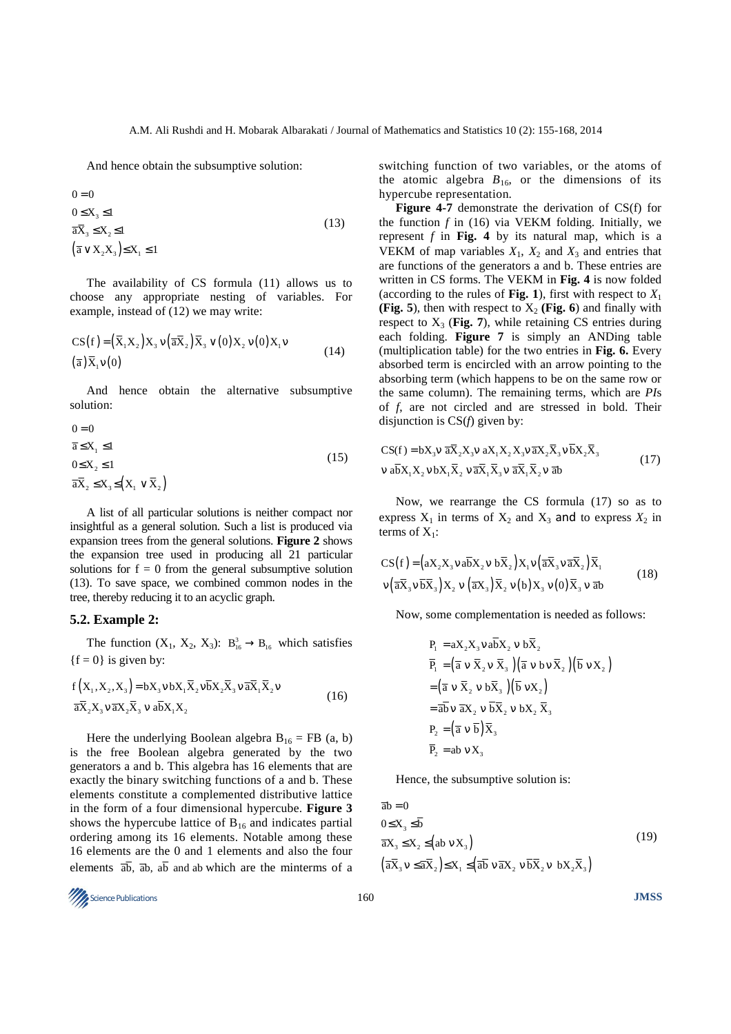And hence obtain the subsumptive solution:

$$
\begin{aligned}
&0 = 0 \\
&0 \le X_3 \le 1 \\
&\bar{a}\bar{X}_3 \le X_2 \le 1 \\
&\left(\bar{a} \vee X_2 X_3\right) \le X_1 \le 1
\end{aligned} \tag{13}
$$

The availability of CS formula (11) allows us to choose any appropriate nesting of variables. For example, instead of (12) we may write:

$$
\mathrm{CS}(f) = \left(\bar{X}_1 X_2\right) X_3 \vee \left(\bar{a}\bar{X}_2\right)\bar{X}_3 \vee (0) X_2 \vee (0) X_1 \vee (\bar{a})\bar{X}_1 \vee (0) \tag{14}
$$

And hence obtain the alternative subsumptive solution:

$$
\begin{aligned}
&0 = 0 \\
&\bar{a} \le X_1 \le 1 \\
&0 \le X_2 \le 1 \\
&\bar{a}\bar{X}_2 \le X_3 \le \left(X_1 \vee \bar{X}_2\right)
\end{aligned} \tag{15}
$$

A list of all particular solutions is neither compact nor insightful as a general solution. Such a list is produced via expansion trees from the general solutions. **Figure 2** shows the expansion tree used in producing all 21 particular solutions for f = 0 from the general subsumptive solution (13). To save space, we combined common nodes in the tree, thereby reducing it to an acyclic graph.

## 5.2. Example 2:

The function $(X_1, X_2, X_3)$: $B_{16}^3 \to B_{16}$ which satisfies $\{f = 0\}$ is given by:

$$
f\left(X_1, X_2, X_3\right) = bX_3 \vee bX_1\bar{X}_2 \vee \bar{b}X_2\bar{X}_3 \vee \bar{a}\bar{X}_1\bar{X}_2 \vee \bar{a}\bar{X}_2 X_3 \vee \bar{a}X_2\bar{X}_3 \vee a\bar{b}X_1 X_2 \tag{16}
$$

Here the underlying Boolean algebra $B_{16} = FB(a, b)$ is the free Boolean algebra generated by the two generators a and b. This algebra has 16 elements that are exactly the binary switching functions of a and b. These elements constitute a complemented distributive lattice in the form of a four dimensional hypercube. **Figure 3** shows the hypercube lattice of $B_{16}$ and indicates partial ordering among its 16 elements. Notable among these 16 elements are the 0 and 1 elements and also the four elements $\bar{a}\bar{b}$, $\bar{a}b$, $a\bar{b}$ and $ab$ which are the minterms of a switching function of two variables, or the atoms of the atomic algebra $B_{16}$, or the dimensions of its hypercube representation.

**Figure 4-7** demonstrate the derivation of CS(f) for the function *f* in (16) via VEKM folding. Initially, we represent *f* in **Fig. 4** by its natural map, which is a VEKM of map variables $X_1$, $X_2$ and $X_3$ and entries that are functions of the generators a and b. These entries are written in CS forms. The VEKM in **Fig. 4** is now folded (according to the rules of **Fig. 1**), first with respect to $X_1$ **(Fig. 5)**, then with respect to $X_2$ **(Fig. 6)** and finally with respect to $X_3$ (**Fig. 7**), while retaining CS entries during each folding. **Figure 7** is simply an ANDing table (multiplication table) for the two entries in **Fig. 6.** Every absorbed term is encircled with an arrow pointing to the absorbing term (which happens to be on the same row or the same column). The remaining terms, which are *PI*s of *f*, are not circled and are stressed in bold. Their disjunction is CS(*f*) given by:

$$
\mathrm{CS}(f) = bX_3 \vee \bar{a}\bar{X}_2 X_3 \vee aX_1X_2X_3 \vee \bar{a}X_2\bar{X}_3 \vee \bar{b}X_2\bar{X}_3 \vee a\bar{b}X_1X_2 \vee bX_1\bar{X}_2 \vee \bar{a}\bar{X}_1\bar{X}_3 \vee \bar{a}\bar{X}_1\bar{X}_2 \vee \bar{a}b \tag{17}
$$

Now, we rearrange the CS formula (17) so as to express $X_1$ in terms of $X_2$ and $X_3$ and to express $X_2$ in terms of $X_1$:

$$
\mathrm{CS}(f) = \left(aX_2X_3 \vee a\bar{b}X_2 \vee b\bar{X}_2\right)X_1 \vee \left(\bar{a}\bar{X}_3 \vee \bar{a}\bar{X}_2\right)\bar{X}_1 \vee \left(\bar{a}\bar{X}_3 \vee \bar{b}\bar{X}_3\right)X_2 \vee \left(\bar{a}X_3\right)\bar{X}_2 \vee (b)X_3 \vee (0)\bar{X}_3 \vee \bar{a}b \tag{18}
$$

Now, some complementation is needed as follows:

$$
\begin{aligned}
P_1 &= aX_2X_3 \vee a\bar{b}X_2 \vee b\bar{X}_2 \\
\bar{P}_1 &= \left(\bar{a} \vee \bar{X}_2 \vee \bar{X}_3\right)\left(\bar{a} \vee b \vee \bar{X}_2\right)\left(\bar{b} \vee X_2\right) \\
&= \left(\bar{a} \vee \bar{X}_2 \vee b\bar{X}_3\right)\left(\bar{b} \vee X_2\right) \\
&= \bar{a}\bar{b} \vee \bar{a}X_2 \vee \bar{b}\bar{X}_2 \vee bX_2\bar{X}_3 \\
P_2 &= \left(\bar{a} \vee \bar{b}\right)\bar{X}_3 \\
\bar{P}_2 &= ab \vee X_3
\end{aligned}
$$

Hence, the subsumptive solution is:

$$
\begin{aligned}
&\bar{a}b = 0 \\
&0 \le X_3 \le \bar{b} \\
&\bar{a}X_3 \le X_2 \le \left(ab \vee X_3\right) \\
&\left(\bar{a}\bar{X}_3 \vee \le \bar{a}\bar{X}_2\right) \le X_1 \le \left(\bar{a}\bar{b} \vee \bar{a}X_2 \vee \bar{b}\bar{X}_2 \vee bX_2\bar{X}_3\right)
\end{aligned} \tag{19}
$$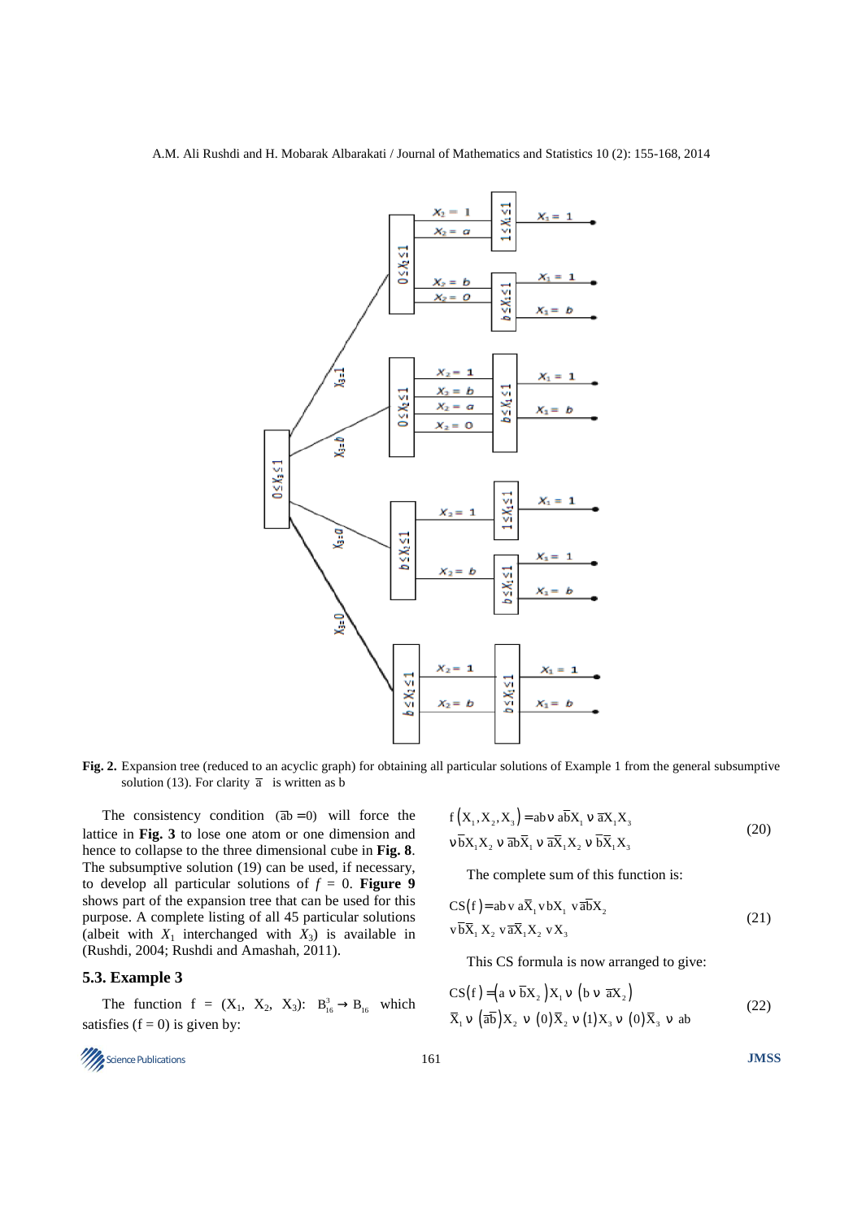Fig. 2. Expansion tree (reduced to an acyclic graph) for obtaining all particular solutions of Example 1 from the general subsumptive solution (13). For clarity $\bar{a}$ is written as b

The consistency condition $(\bar{a}b = 0)$ will force the lattice in **Fig. 3** to lose one atom or one dimension and hence to collapse to the three dimensional cube in **Fig. 8**. The subsumptive solution (19) can be used, if necessary, to develop all particular solutions of $f = 0$. **Figure 9** shows part of the expansion tree that can be used for this purpose. A complete listing of all 45 particular solutions (albeit with $X_1$ interchanged with $X_3$) is available in (Rushdi, 2004; Rushdi and Amashah, 2011).

### 5.3. Example 3

The function $f = (X_1, X_2, X_3)$: $B_{16}^3 \rightarrow B_{16}$ which satisfies $(f = 0)$ is given by:

$$f(X_1, X_2, X_3) = ab \vee a\bar{b}X_1 \vee \bar{a}X_1X_3 \vee \bar{b}X_1X_2 \vee \bar{a}b\bar{X}_1 \vee \bar{a}\bar{X}_1X_2 \vee \bar{b}\bar{X}_1X_3 \tag{20}$$

The complete sum of this function is:

$$CS(f) = ab \vee a\bar{X}_1 \vee bX_1 \vee \bar{a}\bar{b}X_2 \vee \bar{b}\bar{X}_1X_2 \vee \bar{a}\bar{X}_1X_2 \vee X_3 \tag{21}$$

This CS formula is now arranged to give:

$$CS(f) = (a \vee \bar{b}X_2)X_1 \vee (b \vee \bar{a}X_2)\bar{X}_1 \vee (\bar{a}\bar{b})X_2 \vee (0)\bar{X}_2 \vee (1)X_3 \vee (0)\bar{X}_3 \vee ab \tag{22}$$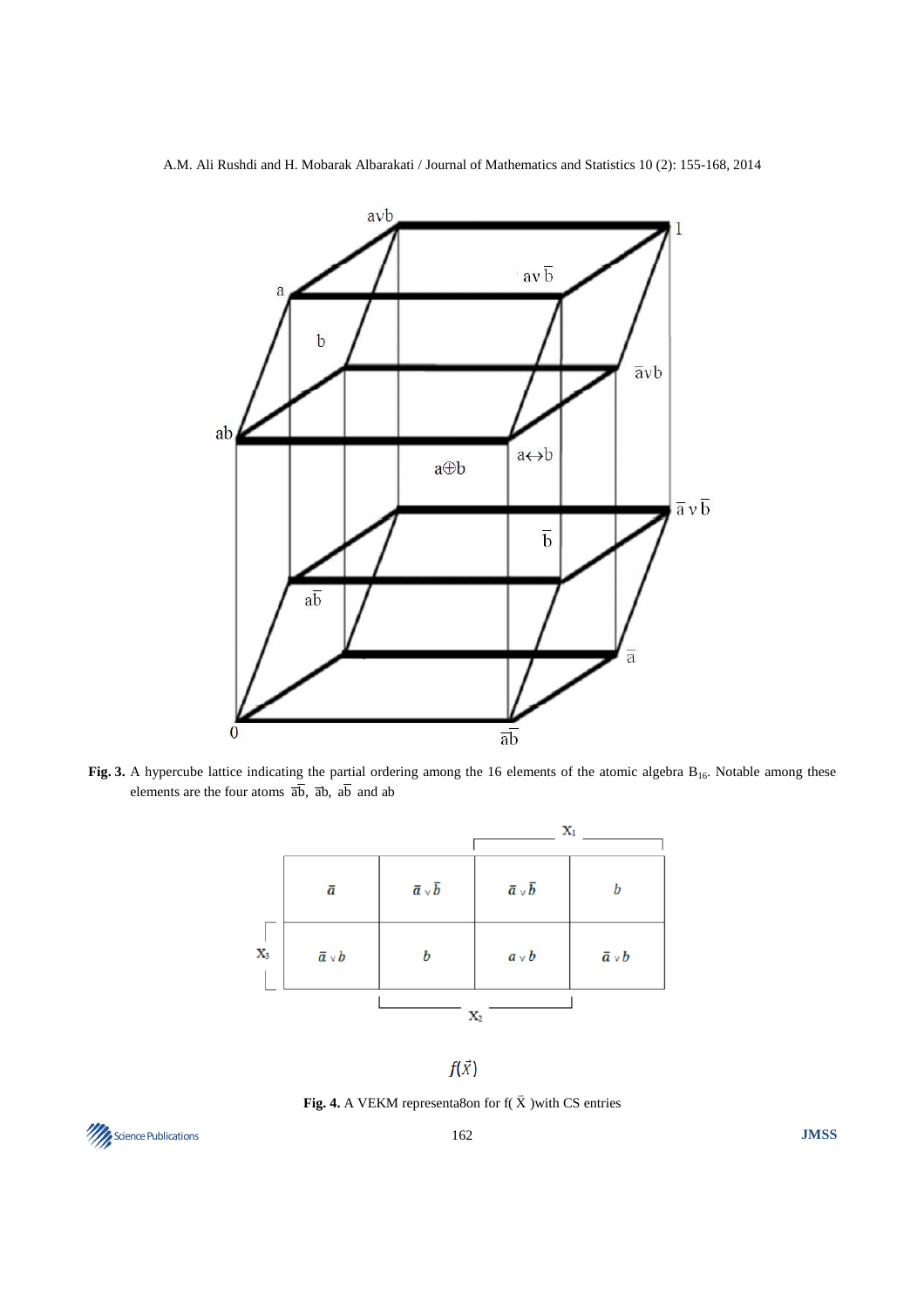**Fig. 3.** A hypercube lattice indicating the partial ordering among the 16 elements of the atomic algebra $B_{16}$. Notable among these elements are the four atoms $\bar{a}\bar{b}$, $\bar{a}b$, $a\bar{b}$ and $ab$

|  | $\bar{a}$ | $\bar{a} \vee \bar{b}$ | $\bar{a} \vee \bar{b}$ | $b$ |
|---|---|---|---|---|
| $X_3$ | $\bar{a} \vee b$ | $b$ | $a \vee b$ | $\bar{a} \vee b$ |

Column labels: $X_1$ spans the third and fourth columns (top); $X_2$ spans the second and third columns (bottom).

$f(\vec{X})$

**Fig. 4.** A VEKM representa8on for f( $\bar{X}$ )with CS entries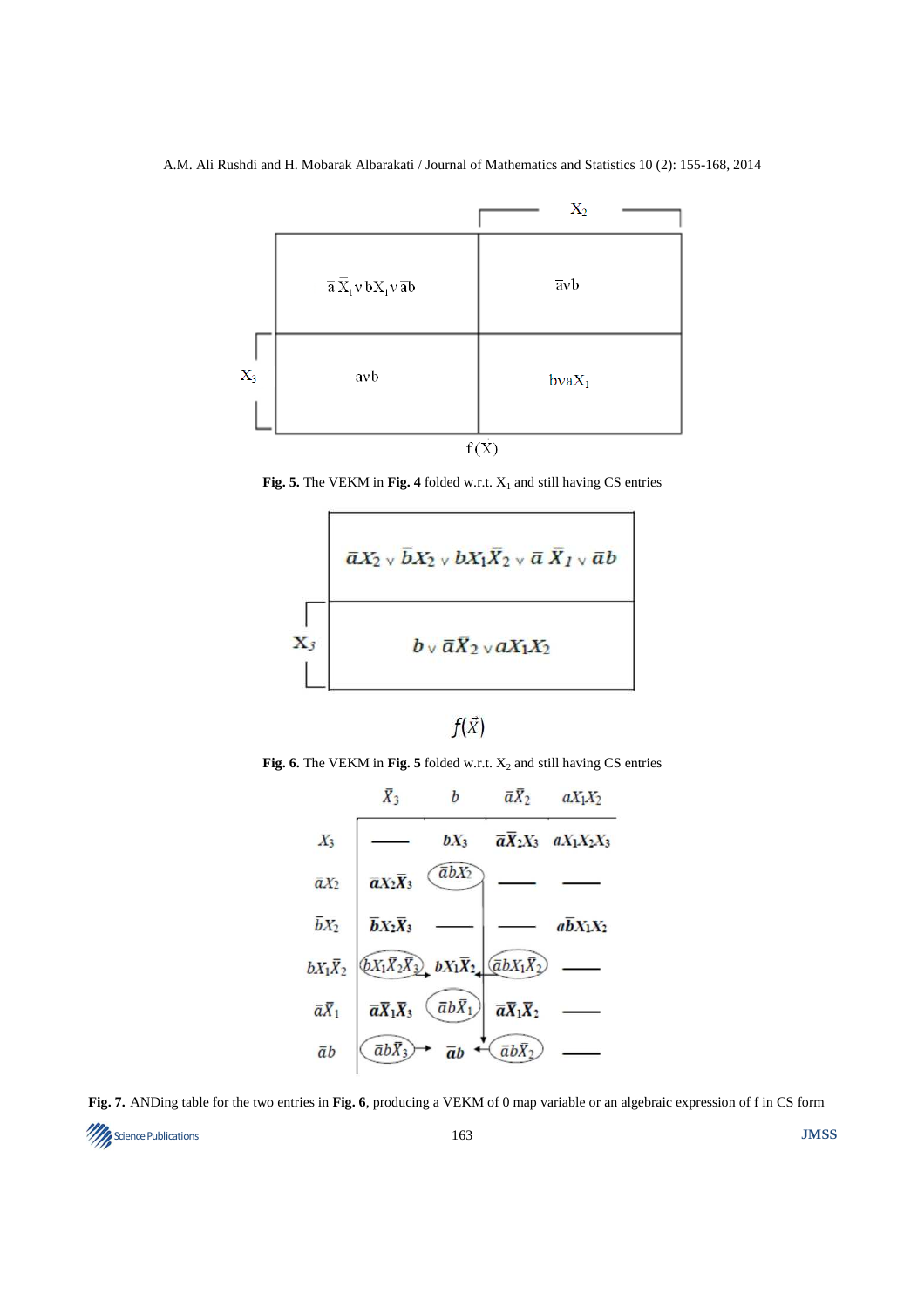|  | $\bar{X}_2$ | $X_2$ |
|---|---|---|
| $\bar{X}_3$ | $\bar{a}\bar{X}_1 \vee bX_1 \vee \bar{a}b$ | $\bar{a} \vee \bar{b}$ |
| $X_3$ | $\bar{a} \vee b$ | $b \vee aX_1$ |

$f(\vec{X})$

**Fig. 5.** The VEKM in **Fig. 4** folded w.r.t. $X_1$ and still having CS entries

|  |  |
|---|---|
| $\bar{X}_3$ | $\bar{a}X_2 \vee \bar{b}X_2 \vee bX_1\bar{X}_2 \vee \bar{a}\bar{X}_1 \vee \bar{a}b$ |
| $X_3$ | $b \vee \bar{a}\bar{X}_2 \vee aX_1X_2$ |

$f(\vec{X})$

**Fig. 6.** The VEKM in **Fig. 5** folded w.r.t. $X_2$ and still having CS entries

|  | $\bar{X}_3$ | $b$ | $\bar{a}\bar{X}_2$ | $aX_1X_2$ |
|---|---|---|---|---|
| $X_3$ | — | $bX_3$ | $\bar{a}\bar{X}_2X_3$ | $aX_1X_2X_3$ |
| $\bar{a}X_2$ | $\bar{a}X_2\bar{X}_3$ | $\bar{a}bX_2$ | — | — |
| $\bar{b}X_2$ | $\bar{b}X_2\bar{X}_3$ | — | — | $a\bar{b}X_1X_2$ |
| $bX_1\bar{X}_2$ | $bX_1\bar{X}_2\bar{X}_3$ | $bX_1\bar{X}_2$ | $\bar{a}bX_1\bar{X}_2$ | — |
| $\bar{a}\bar{X}_1$ | $\bar{a}\bar{X}_1\bar{X}_3$ | $\bar{a}b\bar{X}_1$ | $\bar{a}\bar{X}_1\bar{X}_2$ | — |
| $\bar{a}b$ | $\bar{a}b\bar{X}_3$ | $\bar{a}b$ | $\bar{a}b\bar{X}_2$ | — |

**Fig. 7.** ANDing table for the two entries in **Fig. 6**, producing a VEKM of 0 map variable or an algebraic expression of f in CS form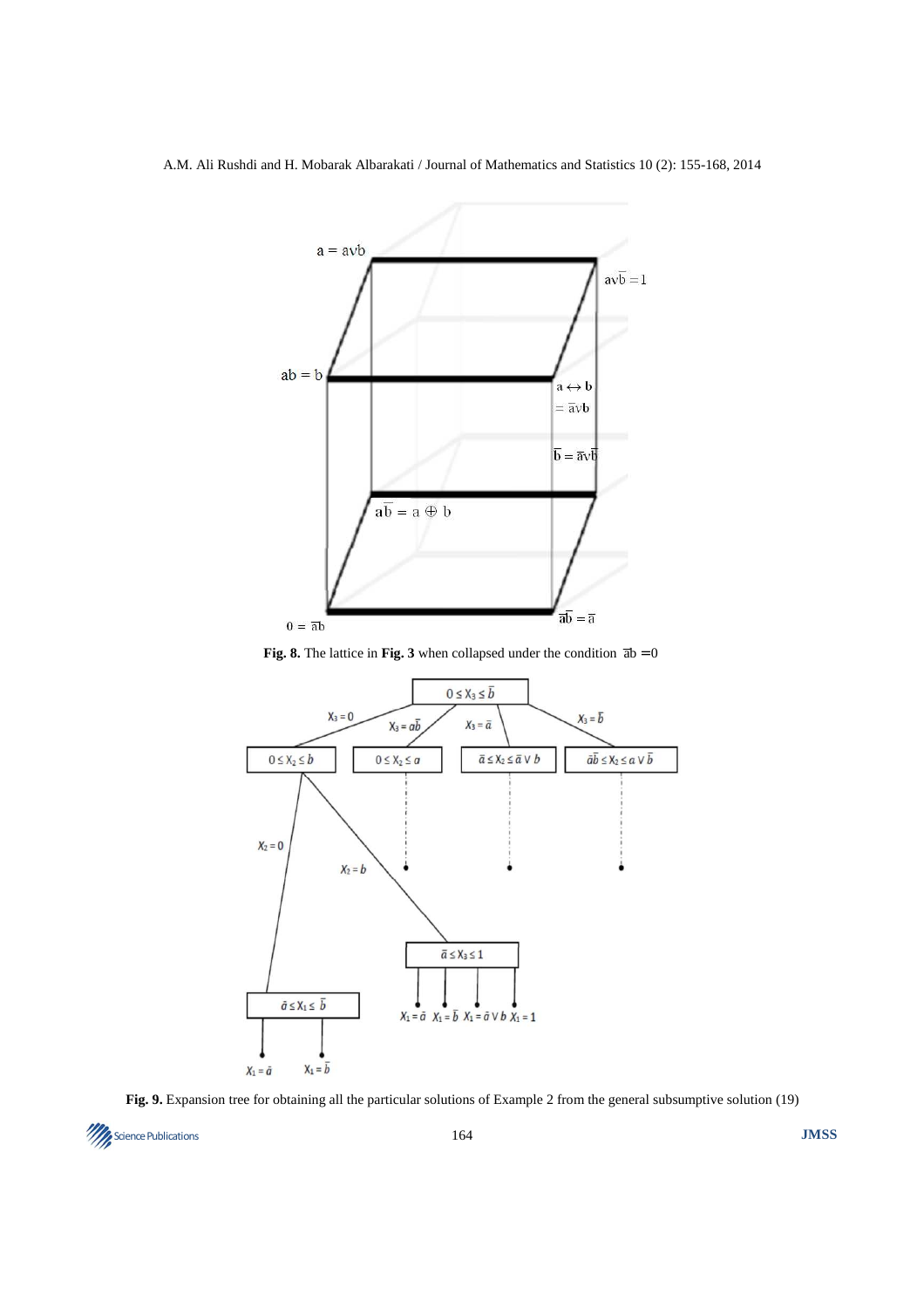**Fig. 8.** The lattice in **Fig. 3** when collapsed under the condition $\bar{a}b = 0$

**Fig. 9.** Expansion tree for obtaining all the particular solutions of Example 2 from the general subsumptive solution (19)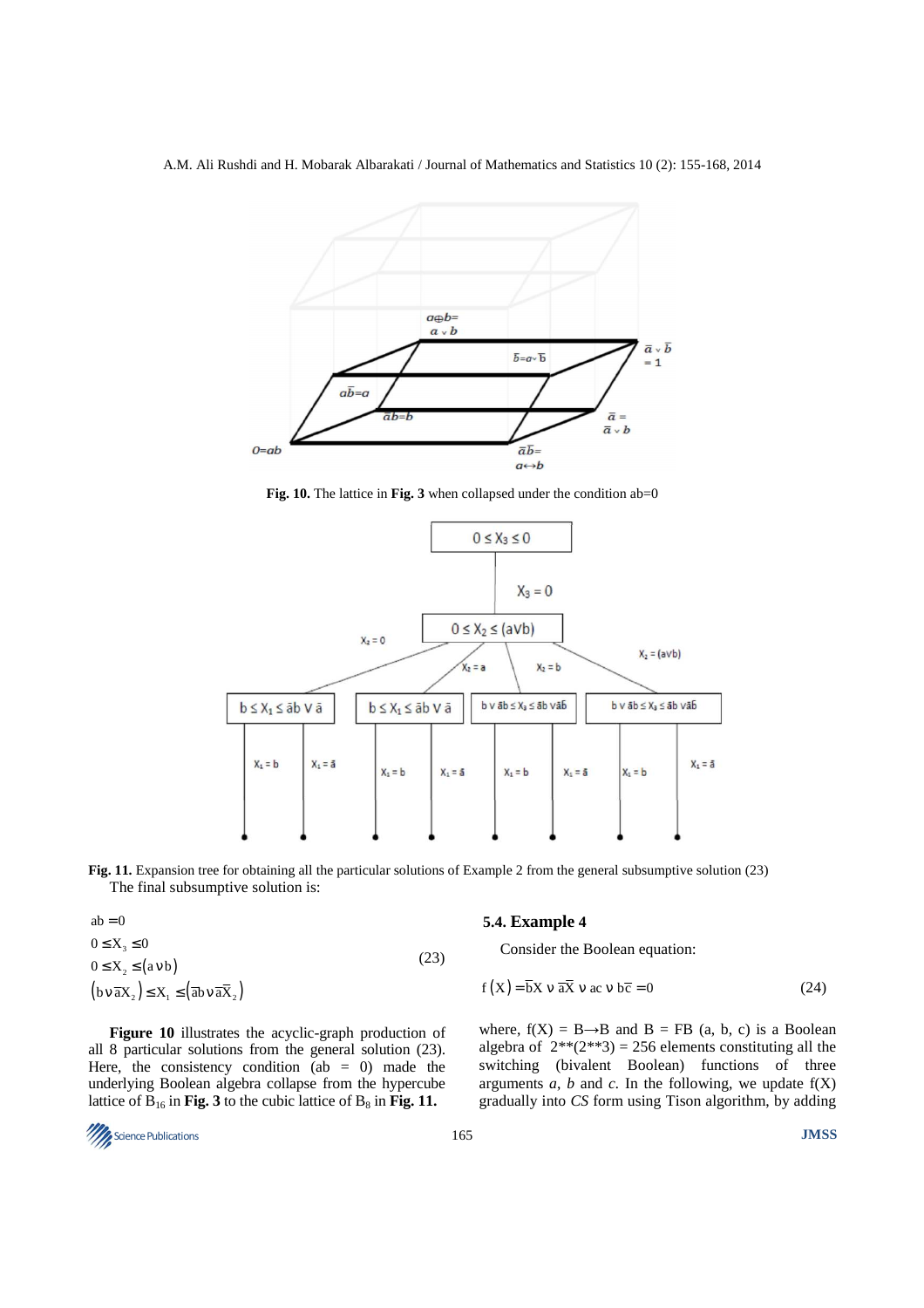Fig. 10. The lattice in **Fig. 3** when collapsed under the condition ab=0

**Fig. 11.** Expansion tree for obtaining all the particular solutions of Example 2 from the general subsumptive solution (23)

The final subsumptive solution is:

$$
\begin{aligned}
&ab = 0 \\
&0 \le X_3 \le 0 \\
&0 \le X_2 \le (a \vee b) \\
&(b \vee \bar{a}X_2) \le X_1 \le (\bar{a}b \vee \bar{a}\bar{X}_2)
\end{aligned}
\tag{23}
$$

**Figure 10** illustrates the acyclic-graph production of all 8 particular solutions from the general solution (23). Here, the consistency condition (ab = 0) made the underlying Boolean algebra collapse from the hypercube lattice of $B_{16}$ in **Fig. 3** to the cubic lattice of $B_8$ in **Fig. 11.**

### 5.4. Example 4

Consider the Boolean equation:

$$
f(X) = \bar{b}X \vee \bar{a}\bar{X} \vee ac \vee b\bar{c} = 0 \tag{24}
$$

where, $f(X) = B \rightarrow B$ and $B = FB(a, b, c)$ is a Boolean algebra of 2\*\*(2\*\*3) = 256 elements constituting all the switching (bivalent Boolean) functions of three arguments *a*, *b* and *c*. In the following, we update f(X) gradually into *CS* form using Tison algorithm, by adding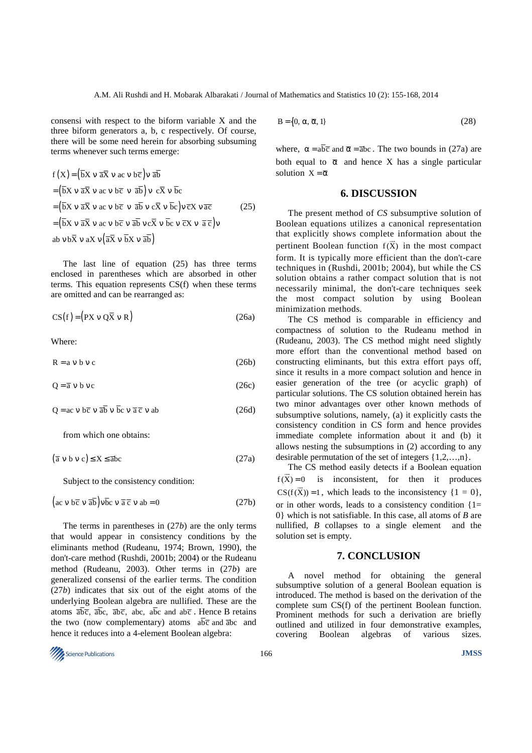consensi with respect to the biform variable X and the three biform generators a, b, c respectively. Of course, there will be some need herein for absorbing subsuming terms whenever such terms emerge:

$$
\begin{aligned}
f(X) &= \left(\bar{b}X \vee \bar{a}\bar{X} \vee ac \vee b\bar{c}\right) \vee \bar{a}\bar{b} \\
&= \left(\bar{b}X \vee \bar{a}\bar{X} \vee ac \vee b\bar{c} \vee \bar{a}\bar{b}\right) \vee c\bar{X} \vee \bar{b}c \\
&= \left(\bar{b}X \vee \bar{a}\bar{X} \vee ac \vee b\bar{c} \vee \bar{a}\bar{b} \vee c\bar{X} \vee \bar{b}c\right) \vee \bar{c}X \vee \bar{a}\bar{c} \\
&= \left(\bar{b}X \vee \bar{a}\bar{X} \vee ac \vee b\bar{c} \vee \bar{a}\bar{b} \vee c\bar{X} \vee \bar{b}c \vee \bar{c}X \vee \bar{a}\bar{c}\right) \vee \\
&\quad ab \vee b\bar{X} \vee aX \vee \left(\bar{a}\bar{X} \vee \bar{b}X \vee \bar{a}\bar{b}\right)
\end{aligned} \tag{25}
$$

The last line of equation (25) has three terms enclosed in parentheses which are absorbed in other terms. This equation represents CS(f) when these terms are omitted and can be rearranged as:

$$CS(f) = \left(PX \vee Q\bar{X} \vee R\right) \tag{26a}$$

Where:

$$R = a \vee b \vee c \tag{26b}$$

$$Q = \bar{a} \vee b \vee c \tag{26c}$$

$$Q = ac \vee b\bar{c} \vee \bar{a}\bar{b} \vee \bar{b}c \vee \bar{a}\bar{c} \vee ab \tag{26d}$$

from which one obtains:

$$\left(\bar{a} \vee b \vee c\right) \leq X \leq \bar{a}bc \tag{27a}$$

Subject to the consistency condition:

$$\left(ac \vee b\bar{c} \vee \bar{a}\bar{b}\right) \vee \bar{b}c \vee \bar{a}\bar{c} \vee ab = 0 \tag{27b}$$

The terms in parentheses in (27*b*) are the only terms that would appear in consistency conditions by the eliminants method (Rudeanu, 1974; Brown, 1990), the don't-care method (Rushdi, 2001b; 2004) or the Rudeanu method (Rudeanu, 2003). Other terms in (27*b*) are generalized consensi of the earlier terms. The condition (27*b*) indicates that six out of the eight atoms of the underlying Boolean algebra are nullified. These are the atoms $\bar{a}\bar{b}\bar{c}$, $\bar{a}\bar{b}c$, $\bar{a}b\bar{c}$, $abc$, $a\bar{b}c$ and $ab\bar{c}$. Hence B retains the two (now complementary) atoms $a\bar{b}\bar{c}$ and $\bar{a}bc$ and hence it reduces into a 4-element Boolean algebra:

$$B = \{0, \alpha, \bar{\alpha}, 1\} \tag{28}$$

where, $\alpha = a\bar{b}\bar{c}$ and $\bar{\alpha} = \bar{a}bc$. The two bounds in (27a) are both equal to $\bar{\alpha}$ and hence X has a single particular solution $X = \bar{\alpha}$

## 6. DISCUSSION

The present method of *CS* subsumptive solution of Boolean equations utilizes a canonical representation that explicitly shows complete information about the pertinent Boolean function $f(\vec{X})$ in the most compact form. It is typically more efficient than the don't-care techniques in (Rushdi, 2001b; 2004), but while the CS solution obtains a rather compact solution that is not necessarily minimal, the don't-care techniques seek the most compact solution by using Boolean minimization methods.

The CS method is comparable in efficiency and compactness of solution to the Rudeanu method in (Rudeanu, 2003). The CS method might need slightly more effort than the conventional method based on constructing eliminants, but this extra effort pays off, since it results in a more compact solution and hence in easier generation of the tree (or acyclic graph) of particular solutions. The CS solution obtained herein has two minor advantages over other known methods of subsumptive solutions, namely, (a) it explicitly casts the consistency condition in CS form and hence provides immediate complete information about it and (b) it allows nesting the subsumptions in (2) according to any desirable permutation of the set of integers {1,2,…,n}.

The CS method easily detects if a Boolean equation $f(\vec{X}) = 0$ is inconsistent, for then it produces $CS(f(\vec{X})) = 1$, which leads to the inconsistency {1 = 0}, or in other words, leads to a consistency condition {1= 0} which is not satisfiable. In this case, all atoms of *B* are nullified, *B* collapses to a single element and the solution set is empty.

## 7. CONCLUSION

A novel method for obtaining the general subsumptive solution of a general Boolean equation is introduced. The method is based on the derivation of the complete sum CS(f) of the pertinent Boolean function. Prominent methods for such a derivation are briefly outlined and utilized in four demonstrative examples, covering Boolean algebras of various sizes.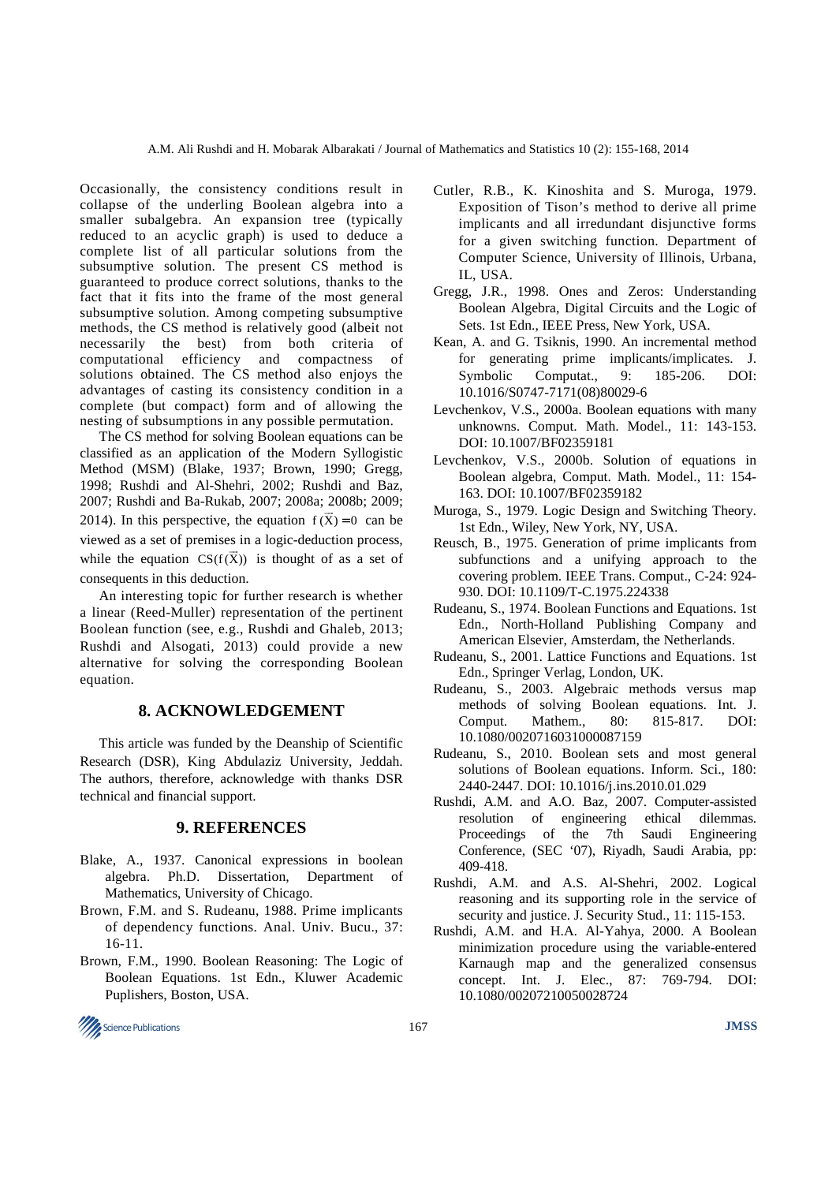Occasionally, the consistency conditions result in collapse of the underling Boolean algebra into a smaller subalgebra. An expansion tree (typically reduced to an acyclic graph) is used to deduce a complete list of all particular solutions from the subsumptive solution. The present CS method is guaranteed to produce correct solutions, thanks to the fact that it fits into the frame of the most general subsumptive solution. Among competing subsumptive methods, the CS method is relatively good (albeit not necessarily the best) from both criteria of computational efficiency and compactness of solutions obtained. The CS method also enjoys the advantages of casting its consistency condition in a complete (but compact) form and of allowing the nesting of subsumptions in any possible permutation.

The CS method for solving Boolean equations can be classified as an application of the Modern Syllogistic Method (MSM) (Blake, 1937; Brown, 1990; Gregg, 1998; Rushdi and Al-Shehri, 2002; Rushdi and Baz, 2007; Rushdi and Ba-Rukab, 2007; 2008a; 2008b; 2009; 2014). In this perspective, the equation $f(\vec{X}) = 0$ can be viewed as a set of premises in a logic-deduction process, while the equation $CS(f(\vec{X}))$ is thought of as a set of consequents in this deduction.

An interesting topic for further research is whether a linear (Reed-Muller) representation of the pertinent Boolean function (see, e.g., Rushdi and Ghaleb, 2013; Rushdi and Alsogati, 2013) could provide a new alternative for solving the corresponding Boolean equation.

## 8. ACKNOWLEDGEMENT

This article was funded by the Deanship of Scientific Research (DSR), King Abdulaziz University, Jeddah. The authors, therefore, acknowledge with thanks DSR technical and financial support.

## 9. REFERENCES

Blake, A., 1937. Canonical expressions in boolean algebra. Ph.D. Dissertation, Department of Mathematics, University of Chicago.

Brown, F.M. and S. Rudeanu, 1988. Prime implicants of dependency functions. Anal. Univ. Bucu., 37: 16-11.

Brown, F.M., 1990. Boolean Reasoning: The Logic of Boolean Equations. 1st Edn., Kluwer Academic Puplishers, Boston, USA.

Cutler, R.B., K. Kinoshita and S. Muroga, 1979. Exposition of Tison's method to derive all prime implicants and all irredundant disjunctive forms for a given switching function. Department of Computer Science, University of Illinois, Urbana, IL, USA.

Gregg, J.R., 1998. Ones and Zeros: Understanding Boolean Algebra, Digital Circuits and the Logic of Sets. 1st Edn., IEEE Press, New York, USA.

Kean, A. and G. Tsiknis, 1990. An incremental method for generating prime implicants/implicates. J. Symbolic Computat., 9: 185-206. DOI: 10.1016/S0747-7171(08)80029-6

Levchenkov, V.S., 2000a. Boolean equations with many unknowns. Comput. Math. Model., 11: 143-153. DOI: 10.1007/BF02359181

Levchenkov, V.S., 2000b. Solution of equations in Boolean algebra, Comput. Math. Model., 11: 154-163. DOI: 10.1007/BF02359182

Muroga, S., 1979. Logic Design and Switching Theory. 1st Edn., Wiley, New York, NY, USA.

Reusch, B., 1975. Generation of prime implicants from subfunctions and a unifying approach to the covering problem. IEEE Trans. Comput., C-24: 924-930. DOI: 10.1109/T-C.1975.224338

Rudeanu, S., 1974. Boolean Functions and Equations. 1st Edn., North-Holland Publishing Company and American Elsevier, Amsterdam, the Netherlands.

Rudeanu, S., 2001. Lattice Functions and Equations. 1st Edn., Springer Verlag, London, UK.

Rudeanu, S., 2003. Algebraic methods versus map methods of solving Boolean equations. Int. J. Comput. Mathem., 80: 815-817. DOI: 10.1080/0020716031000087159

Rudeanu, S., 2010. Boolean sets and most general solutions of Boolean equations. Inform. Sci., 180: 2440-2447. DOI: 10.1016/j.ins.2010.01.029

Rushdi, A.M. and A.O. Baz, 2007. Computer-assisted resolution of engineering ethical dilemmas. Proceedings of the 7th Saudi Engineering Conference, (SEC '07), Riyadh, Saudi Arabia, pp: 409-418.

Rushdi, A.M. and A.S. Al-Shehri, 2002. Logical reasoning and its supporting role in the service of security and justice. J. Security Stud., 11: 115-153.

Rushdi, A.M. and H.A. Al-Yahya, 2000. A Boolean minimization procedure using the variable-entered Karnaugh map and the generalized consensus concept. Int. J. Elec., 87: 769-794. DOI: 10.1080/00207210050028724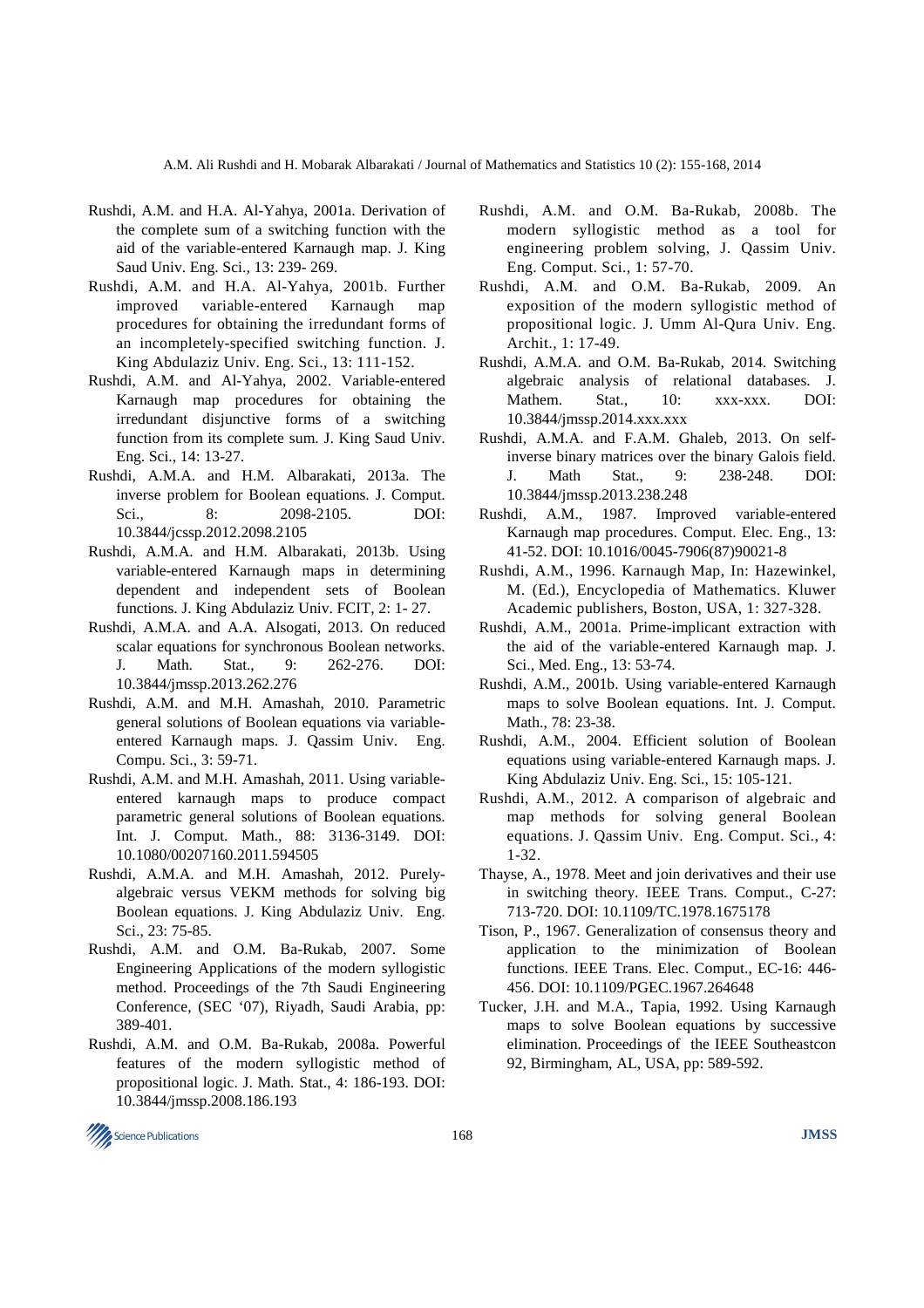Rushdi, A.M. and H.A. Al-Yahya, 2001a. Derivation of the complete sum of a switching function with the aid of the variable-entered Karnaugh map. J. King Saud Univ. Eng. Sci., 13: 239- 269.

Rushdi, A.M. and H.A. Al-Yahya, 2001b. Further improved variable-entered Karnaugh map procedures for obtaining the irredundant forms of an incompletely-specified switching function. J. King Abdulaziz Univ. Eng. Sci., 13: 111-152.

Rushdi, A.M. and Al-Yahya, 2002. Variable-entered Karnaugh map procedures for obtaining the irredundant disjunctive forms of a switching function from its complete sum. J. King Saud Univ. Eng. Sci., 14: 13-27.

Rushdi, A.M.A. and H.M. Albarakati, 2013a. The inverse problem for Boolean equations. J. Comput. Sci., 8: 2098-2105. DOI: 10.3844/jcssp.2012.2098.2105

Rushdi, A.M.A. and H.M. Albarakati, 2013b. Using variable-entered Karnaugh maps in determining dependent and independent sets of Boolean functions. J. King Abdulaziz Univ. FCIT, 2: 1- 27.

Rushdi, A.M.A. and A.A. Alsogati, 2013. On reduced scalar equations for synchronous Boolean networks. J. Math. Stat., 9: 262-276. DOI: 10.3844/jmssp.2013.262.276

Rushdi, A.M. and M.H. Amashah, 2010. Parametric general solutions of Boolean equations via variable-entered Karnaugh maps. J. Qassim Univ. Eng. Compu. Sci., 3: 59-71.

Rushdi, A.M. and M.H. Amashah, 2011. Using variable-entered karnaugh maps to produce compact parametric general solutions of Boolean equations. Int. J. Comput. Math., 88: 3136-3149. DOI: 10.1080/00207160.2011.594505

Rushdi, A.M.A. and M.H. Amashah, 2012. Purely-algebraic versus VEKM methods for solving big Boolean equations. J. King Abdulaziz Univ. Eng. Sci., 23: 75-85.

Rushdi, A.M. and O.M. Ba-Rukab, 2007. Some Engineering Applications of the modern syllogistic method. Proceedings of the 7th Saudi Engineering Conference, (SEC '07), Riyadh, Saudi Arabia, pp: 389-401.

Rushdi, A.M. and O.M. Ba-Rukab, 2008a. Powerful features of the modern syllogistic method of propositional logic. J. Math. Stat., 4: 186-193. DOI: 10.3844/jmssp.2008.186.193

Rushdi, A.M. and O.M. Ba-Rukab, 2008b. The modern syllogistic method as a tool for engineering problem solving, J. Qassim Univ. Eng. Comput. Sci., 1: 57-70.

Rushdi, A.M. and O.M. Ba-Rukab, 2009. An exposition of the modern syllogistic method of propositional logic. J. Umm Al-Qura Univ. Eng. Archit., 1: 17-49.

Rushdi, A.M.A. and O.M. Ba-Rukab, 2014. Switching algebraic analysis of relational databases. J. Mathem. Stat., 10: xxx-xxx. DOI: 10.3844/jmssp.2014.xxx.xxx

Rushdi, A.M.A. and F.A.M. Ghaleb, 2013. On self-inverse binary matrices over the binary Galois field. J. Math Stat., 9: 238-248. DOI: 10.3844/jmssp.2013.238.248

Rushdi, A.M., 1987. Improved variable-entered Karnaugh map procedures. Comput. Elec. Eng., 13: 41-52. DOI: 10.1016/0045-7906(87)90021-8

Rushdi, A.M., 1996. Karnaugh Map, In: Hazewinkel, M. (Ed.), Encyclopedia of Mathematics. Kluwer Academic publishers, Boston, USA, 1: 327-328.

Rushdi, A.M., 2001a. Prime-implicant extraction with the aid of the variable-entered Karnaugh map. J. Sci., Med. Eng., 13: 53-74.

Rushdi, A.M., 2001b. Using variable-entered Karnaugh maps to solve Boolean equations. Int. J. Comput. Math., 78: 23-38.

Rushdi, A.M., 2004. Efficient solution of Boolean equations using variable-entered Karnaugh maps. J. King Abdulaziz Univ. Eng. Sci., 15: 105-121.

Rushdi, A.M., 2012. A comparison of algebraic and map methods for solving general Boolean equations. J. Qassim Univ. Eng. Comput. Sci., 4: 1-32.

Thayse, A., 1978. Meet and join derivatives and their use in switching theory. IEEE Trans. Comput., C-27: 713-720. DOI: 10.1109/TC.1978.1675178

Tison, P., 1967. Generalization of consensus theory and application to the minimization of Boolean functions. IEEE Trans. Elec. Comput., EC-16: 446-456. DOI: 10.1109/PGEC.1967.264648

Tucker, J.H. and M.A., Tapia, 1992. Using Karnaugh maps to solve Boolean equations by successive elimination. Proceedings of the IEEE Southeastcon 92, Birmingham, AL, USA, pp: 589-592.